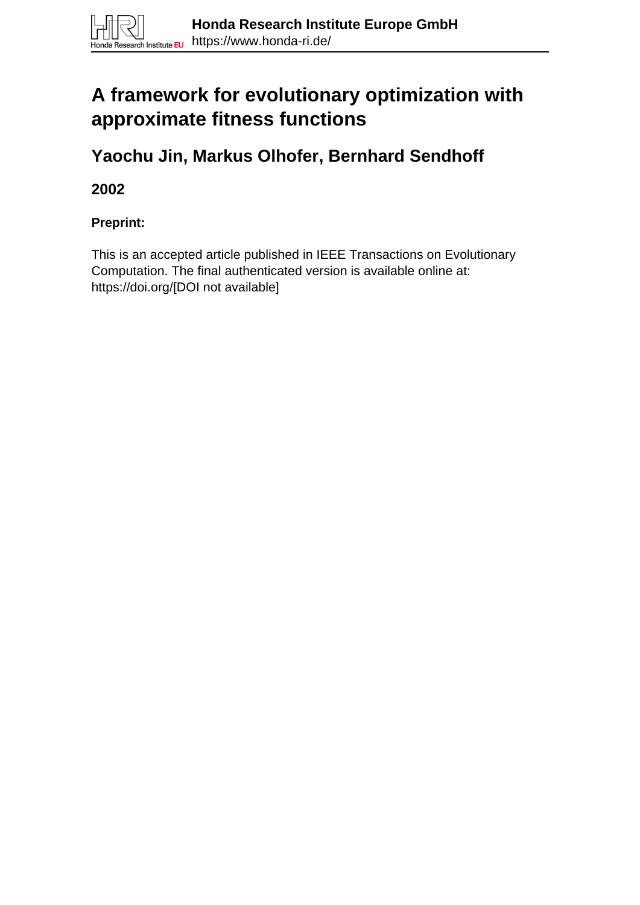**Honda Research Institute Europe GmbH**
https://www.honda-ri.de/

# A framework for evolutionary optimization with approximate fitness functions

## Yaochu Jin, Markus Olhofer, Bernhard Sendhoff

### 2002

**Preprint:**

This is an accepted article published in IEEE Transactions on Evolutionary Computation. The final authenticated version is available online at: https://doi.org/[DOI not available]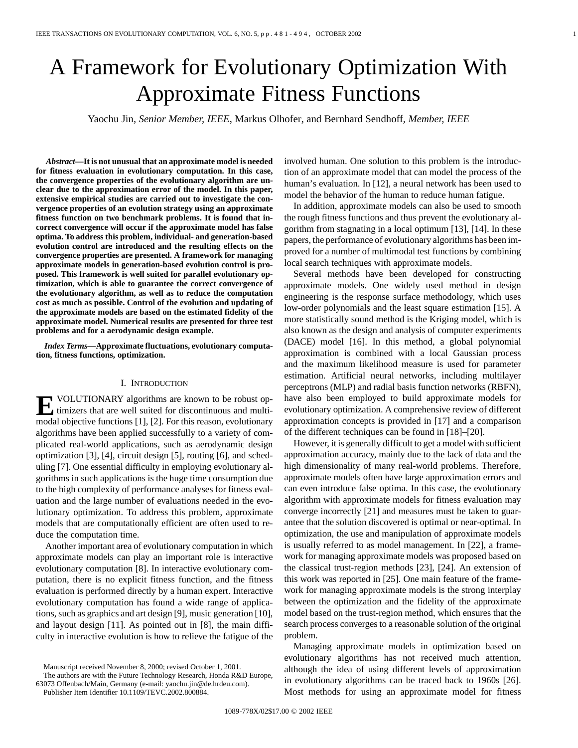// A Framework for Evolutionary Optimization With Approximate Fitness Functions

Yaochu Jin, *Senior Member, IEEE*, Markus Olhofer, and Bernhard Sendhoff, *Member, IEEE*

***Abstract*—It is not unusual that an approximate model is needed for fitness evaluation in evolutionary computation. In this case, the convergence properties of the evolutionary algorithm are unclear due to the approximation error of the model. In this paper, extensive empirical studies are carried out to investigate the convergence properties of an evolution strategy using an approximate fitness function on two benchmark problems. It is found that incorrect convergence will occur if the approximate model has false optima. To address this problem, individual- and generation-based evolution control are introduced and the resulting effects on the convergence properties are presented. A framework for managing approximate models in generation-based evolution control is proposed. This framework is well suited for parallel evolutionary optimization, which is able to guarantee the correct convergence of the evolutionary algorithm, as well as to reduce the computation cost as much as possible. Control of the evolution and updating of the approximate models are based on the estimated fidelity of the approximate model. Numerical results are presented for three test problems and for a aerodynamic design example.**

***Index Terms*—Approximate fluctuations, evolutionary computation, fitness functions, optimization.**

## I. Introduction

Evolutionary algorithms are known to be robust optimizers that are well suited for discontinuous and multimodal objective functions [1], [2]. For this reason, evolutionary algorithms have been applied successfully to a variety of complicated real-world applications, such as aerodynamic design optimization [3], [4], circuit design [5], routing [6], and scheduling [7]. One essential difficulty in employing evolutionary algorithms in such applications is the huge time consumption due to the high complexity of performance analyses for fitness evaluation and the large number of evaluations needed in the evolutionary optimization. To address this problem, approximate models that are computationally efficient are often used to reduce the computation time.

Another important area of evolutionary computation in which approximate models can play an important role is interactive evolutionary computation [8]. In interactive evolutionary computation, there is no explicit fitness function, and the fitness evaluation is performed directly by a human expert. Interactive evolutionary computation has found a wide range of applications, such as graphics and art design [9], music generation [10], and layout design [11]. As pointed out in [8], the main difficulty in interactive evolution is how to relieve the fatigue of the involved human. One solution to this problem is the introduction of an approximate model that can model the process of the human's evaluation. In [12], a neural network has been used to model the behavior of the human to reduce human fatigue.

In addition, approximate models can also be used to smooth the rough fitness functions and thus prevent the evolutionary algorithm from stagnating in a local optimum [13], [14]. In these papers, the performance of evolutionary algorithms has been improved for a number of multimodal test functions by combining local search techniques with approximate models.

Several methods have been developed for constructing approximate models. One widely used method in design engineering is the response surface methodology, which uses low-order polynomials and the least square estimation [15]. A more statistically sound method is the Kriging model, which is also known as the design and analysis of computer experiments (DACE) model [16]. In this method, a global polynomial approximation is combined with a local Gaussian process and the maximum likelihood measure is used for parameter estimation. Artificial neural networks, including multilayer perceptrons (MLP) and radial basis function networks (RBFN), have also been employed to build approximate models for evolutionary optimization. A comprehensive review of different approximation concepts is provided in [17] and a comparison of the different techniques can be found in [18]–[20].

However, it is generally difficult to get a model with sufficient approximation accuracy, mainly due to the lack of data and the high dimensionality of many real-world problems. Therefore, approximate models often have large approximation errors and can even introduce false optima. In this case, the evolutionary algorithm with approximate models for fitness evaluation may converge incorrectly [21] and measures must be taken to guarantee that the solution discovered is optimal or near-optimal. In optimization, the use and manipulation of approximate models is usually referred to as model management. In [22], a framework for managing approximate models was proposed based on the classical trust-region methods [23], [24]. An extension of this work was reported in [25]. One main feature of the framework for managing approximate models is the strong interplay between the optimization and the fidelity of the approximate model based on the trust-region method, which ensures that the search process converges to a reasonable solution of the original problem.

Managing approximate models in optimization based on evolutionary algorithms has not received much attention, although the idea of using different levels of approximation in evolutionary algorithms can be traced back to 1960s [26]. Most methods for using an approximate model for fitness

Manuscript received November 8, 2000; revised October 1, 2001.

The authors are with the Future Technology Research, Honda R&D Europe, 63073 Offenbach/Main, Germany (e-mail: yaochu.jin@de.hrdeu.com).

Publisher Item Identifier 10.1109/TEVC.2002.800884.

1089-778X/02$17.00 © 2002 IEEE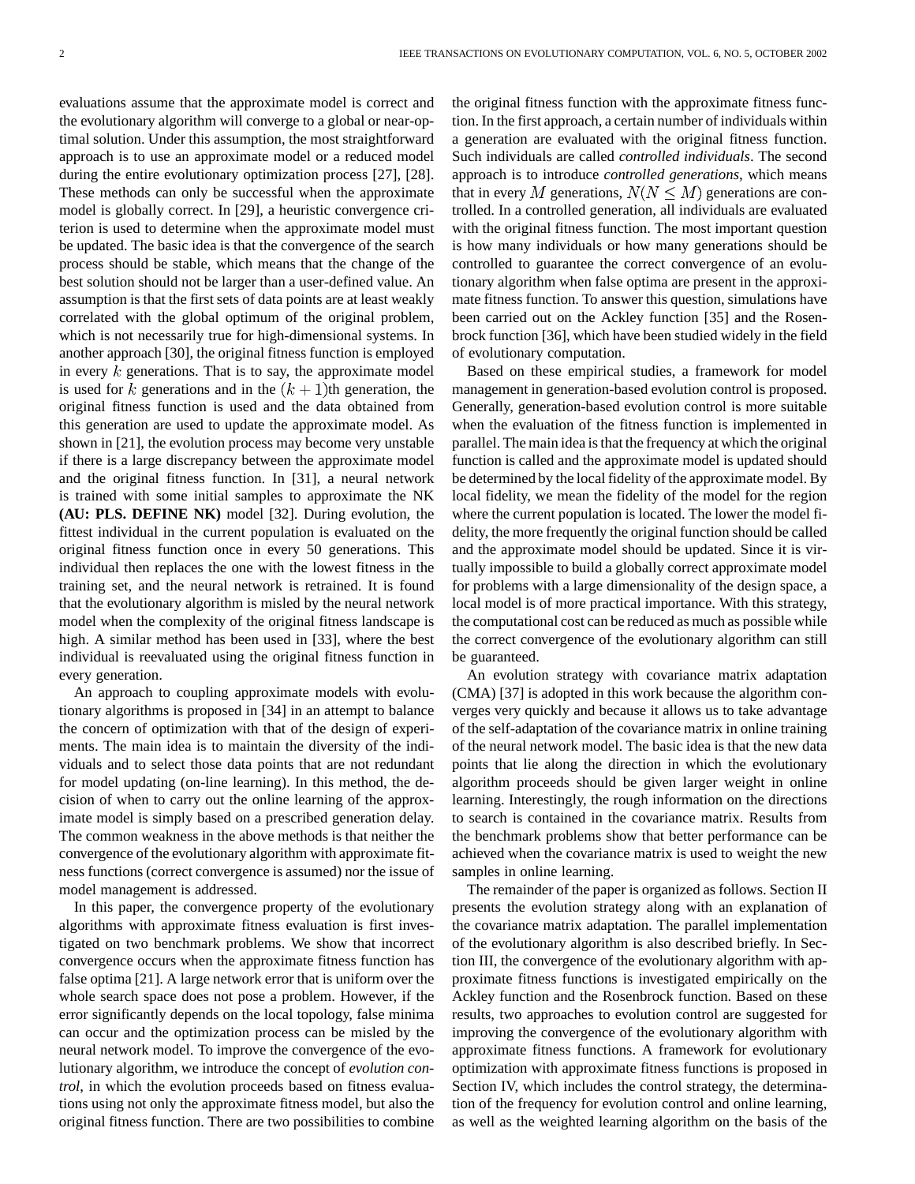evaluations assume that the approximate model is correct and the evolutionary algorithm will converge to a global or near-optimal solution. Under this assumption, the most straightforward approach is to use an approximate model or a reduced model during the entire evolutionary optimization process [27], [28]. These methods can only be successful when the approximate model is globally correct. In [29], a heuristic convergence criterion is used to determine when the approximate model must be updated. The basic idea is that the convergence of the search process should be stable, which means that the change of the best solution should not be larger than a user-defined value. An assumption is that the first sets of data points are at least weakly correlated with the global optimum of the original problem, which is not necessarily true for high-dimensional systems. In another approach [30], the original fitness function is employed in every $k$ generations. That is to say, the approximate model is used for $k$ generations and in the $(k+1)$th generation, the original fitness function is used and the data obtained from this generation are used to update the approximate model. As shown in [21], the evolution process may become very unstable if there is a large discrepancy between the approximate model and the original fitness function. In [31], a neural network is trained with some initial samples to approximate the NK **(AU: PLS. DEFINE NK)** model [32]. During evolution, the fittest individual in the current population is evaluated on the original fitness function once in every 50 generations. This individual then replaces the one with the lowest fitness in the training set, and the neural network is retrained. It is found that the evolutionary algorithm is misled by the neural network model when the complexity of the original fitness landscape is high. A similar method has been used in [33], where the best individual is reevaluated using the original fitness function in every generation.

An approach to coupling approximate models with evolutionary algorithms is proposed in [34] in an attempt to balance the concern of optimization with that of the design of experiments. The main idea is to maintain the diversity of the individuals and to select those data points that are not redundant for model updating (on-line learning). In this method, the decision of when to carry out the online learning of the approximate model is simply based on a prescribed generation delay. The common weakness in the above methods is that neither the convergence of the evolutionary algorithm with approximate fitness functions (correct convergence is assumed) nor the issue of model management is addressed.

In this paper, the convergence property of the evolutionary algorithms with approximate fitness evaluation is first investigated on two benchmark problems. We show that incorrect convergence occurs when the approximate fitness function has false optima [21]. A large network error that is uniform over the whole search space does not pose a problem. However, if the error significantly depends on the local topology, false minima can occur and the optimization process can be misled by the neural network model. To improve the convergence of the evolutionary algorithm, we introduce the concept of *evolution control*, in which the evolution proceeds based on fitness evaluations using not only the approximate fitness model, but also the original fitness function. There are two possibilities to combine the original fitness function with the approximate fitness function. In the first approach, a certain number of individuals within a generation are evaluated with the original fitness function. Such individuals are called *controlled individuals*. The second approach is to introduce *controlled generations*, which means that in every $M$ generations, $N (N \leq M)$ generations are controlled. In a controlled generation, all individuals are evaluated with the original fitness function. The most important question is how many individuals or how many generations should be controlled to guarantee the correct convergence of an evolutionary algorithm when false optima are present in the approximate fitness function. To answer this question, simulations have been carried out on the Ackley function [35] and the Rosenbrock function [36], which have been studied widely in the field of evolutionary computation.

Based on these empirical studies, a framework for model management in generation-based evolution control is proposed. Generally, generation-based evolution control is more suitable when the evaluation of the fitness function is implemented in parallel. The main idea is that the frequency at which the original function is called and the approximate model is updated should be determined by the local fidelity of the approximate model. By local fidelity, we mean the fidelity of the model for the region where the current population is located. The lower the model fidelity, the more frequently the original function should be called and the approximate model should be updated. Since it is virtually impossible to build a globally correct approximate model for problems with a large dimensionality of the design space, a local model is of more practical importance. With this strategy, the computational cost can be reduced as much as possible while the correct convergence of the evolutionary algorithm can still be guaranteed.

An evolution strategy with covariance matrix adaptation (CMA) [37] is adopted in this work because the algorithm converges very quickly and because it allows us to take advantage of the self-adaptation of the covariance matrix in online training of the neural network model. The basic idea is that the new data points that lie along the direction in which the evolutionary algorithm proceeds should be given larger weight in online learning. Interestingly, the rough information on the directions to search is contained in the covariance matrix. Results from the benchmark problems show that better performance can be achieved when the covariance matrix is used to weight the new samples in online learning.

The remainder of the paper is organized as follows. Section II presents the evolution strategy along with an explanation of the covariance matrix adaptation. The parallel implementation of the evolutionary algorithm is also described briefly. In Section III, the convergence of the evolutionary algorithm with approximate fitness functions is investigated empirically on the Ackley function and the Rosenbrock function. Based on these results, two approaches to evolution control are suggested for improving the convergence of the evolutionary algorithm with approximate fitness functions. A framework for evolutionary optimization with approximate fitness functions is proposed in Section IV, which includes the control strategy, the determination of the frequency for evolution control and online learning, as well as the weighted learning algorithm on the basis of the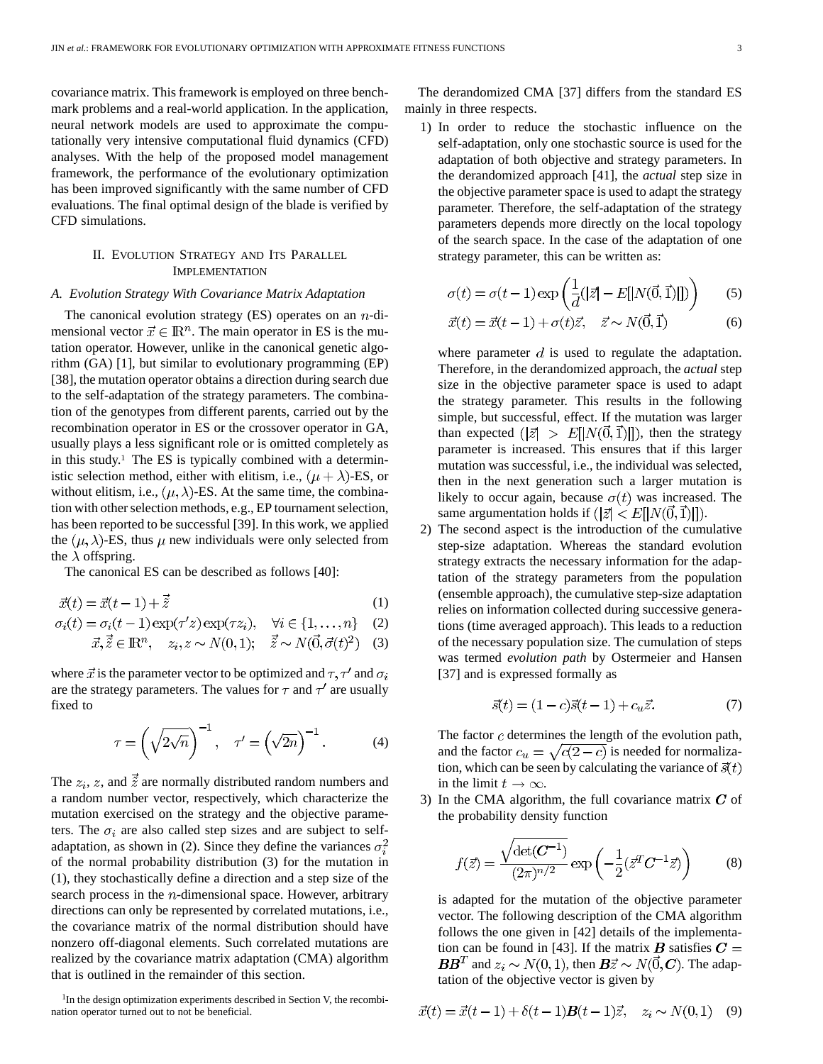covariance matrix. This framework is employed on three benchmark problems and a real-world application. In the application, neural network models are used to approximate the computationally very intensive computational fluid dynamics (CFD) analyses. With the help of the proposed model management framework, the performance of the evolutionary optimization has been improved significantly with the same number of CFD evaluations. The final optimal design of the blade is verified by CFD simulations.

## II. Evolution Strategy and Its Parallel Implementation

### A. Evolution Strategy With Covariance Matrix Adaptation

The canonical evolution strategy (ES) operates on an $n$-dimensional vector $\vec{x} \in \mathbb{R}^n$. The main operator in ES is the mutation operator. However, unlike in the canonical genetic algorithm (GA) [1], but similar to evolutionary programming (EP) [38], the mutation operator obtains a direction during search due to the self-adaptation of the strategy parameters. The combination of the genotypes from different parents, carried out by the recombination operator in ES or the crossover operator in GA, usually plays a less significant role or is omitted completely as in this study.[1] The ES is typically combined with a deterministic selection method, either with elitism, i.e., $(\mu + \lambda)$-ES, or without elitism, i.e., $(\mu, \lambda)$-ES. At the same time, the combination with other selection methods, e.g., EP tournament selection, has been reported to be successful [39]. In this work, we applied the $(\mu, \lambda)$-ES, thus $\mu$ new individuals were only selected from the $\lambda$ offspring.

The canonical ES can be described as follows [40]:

$$\vec{x}(t) = \vec{x}(t-1) + \tilde{\vec{z}} \tag{1}$$

$$\sigma_i(t) = \sigma_i(t-1)\exp(\tau' z)\exp(\tau z_i), \quad \forall i \in \{1, \ldots, n\} \tag{2}$$

$$\vec{x}, \tilde{\vec{z}} \in \mathbb{R}^n, \quad z_i, z \sim N(0,1); \quad \tilde{\vec{z}} \sim N(\vec{0}, \vec{\sigma}(t)^2) \tag{3}$$

where $\vec{x}$ is the parameter vector to be optimized and $\tau, \tau'$ and $\sigma_i$ are the strategy parameters. The values for $\tau$ and $\tau'$ are usually fixed to

$$\tau = \left(\sqrt{2\sqrt{n}}\right)^{-1}, \quad \tau' = \left(\sqrt{2n}\right)^{-1}. \tag{4}$$

The $z_i$, $z$, and $\tilde{\vec{z}}$ are normally distributed random numbers and a random number vector, respectively, which characterize the mutation exercised on the strategy and the objective parameters. The $\sigma_i$ are also called step sizes and are subject to self-adaptation, as shown in (2). Since they define the variances $\sigma_i^2$ of the normal probability distribution (3) for the mutation in (1), they stochastically define a direction and a step size of the search process in the $n$-dimensional space. However, arbitrary directions can only be represented by correlated mutations, i.e., the covariance matrix of the normal distribution should have nonzero off-diagonal elements. Such correlated mutations are realized by the covariance matrix adaptation (CMA) algorithm that is outlined in the remainder of this section.

[1] In the design optimization experiments described in Section V, the recombination operator turned out to not be beneficial.

The derandomized CMA [37] differs from the standard ES mainly in three respects.

1) In order to reduce the stochastic influence on the self-adaptation, only one stochastic source is used for the adaptation of both objective and strategy parameters. In the derandomized approach [41], the *actual* step size in the objective parameter space is used to adapt the strategy parameter. Therefore, the self-adaptation of the strategy parameters depends more directly on the local topology of the search space. In the case of the adaptation of one strategy parameter, this can be written as:

$$\sigma(t) = \sigma(t-1)\exp\left(\frac{1}{d}(|\vec{z}| - E[|N(\vec{0},\vec{1})|])\right) \tag{5}$$

$$\vec{x}(t) = \vec{x}(t-1) + \sigma(t)\vec{z}, \quad \vec{z} \sim N(\vec{0},\vec{1}) \tag{6}$$

where parameter $d$ is used to regulate the adaptation. Therefore, in the derandomized approach, the *actual* step size in the objective parameter space is used to adapt the strategy parameter. This results in the following simple, but successful, effect. If the mutation was larger than expected $(|\vec{z}| > E[|N(\vec{0},\vec{1})|])$, then the strategy parameter is increased. This ensures that if this larger mutation was successful, i.e., the individual was selected, then in the next generation such a larger mutation is likely to occur again, because $\sigma(t)$ was increased. The same argumentation holds if $(|\vec{z}| < E[|N(\vec{0},\vec{1})|])$.

2) The second aspect is the introduction of the cumulative step-size adaptation. Whereas the standard evolution strategy extracts the necessary information for the adaptation of the strategy parameters from the population (ensemble approach), the cumulative step-size adaptation relies on information collected during successive generations (time averaged approach). This leads to a reduction of the necessary population size. The cumulation of steps was termed *evolution path* by Ostermeier and Hansen [37] and is expressed formally as

$$\vec{s}(t) = (1-c)\vec{s}(t-1) + c_u\vec{z}. \tag{7}$$

The factor $c$ determines the length of the evolution path, and the factor $c_u = \sqrt{c(2-c)}$ is needed for normalization, which can be seen by calculating the variance of $\vec{s}(t)$ in the limit $t \to \infty$.

3) In the CMA algorithm, the full covariance matrix $\boldsymbol{C}$ of the probability density function

$$f(\vec{z}) = \frac{\sqrt{\det(\boldsymbol{C}^{-1})}}{(2\pi)^{n/2}}\exp\left(-\frac{1}{2}(\vec{z}^T\boldsymbol{C}^{-1}\vec{z})\right) \tag{8}$$

is adapted for the mutation of the objective parameter vector. The following description of the CMA algorithm follows the one given in [42] details of the implementation can be found in [43]. If the matrix $\boldsymbol{B}$ satisfies $\boldsymbol{C} = \boldsymbol{B}\boldsymbol{B}^T$ and $z_i \sim N(0,1)$, then $\boldsymbol{B}\vec{z} \sim N(\vec{0}, \boldsymbol{C})$. The adaptation of the objective vector is given by

$$\vec{x}(t) = \vec{x}(t-1) + \delta(t-1)\boldsymbol{B}(t-1)\vec{z}, \quad z_i \sim N(0,1) \tag{9}$$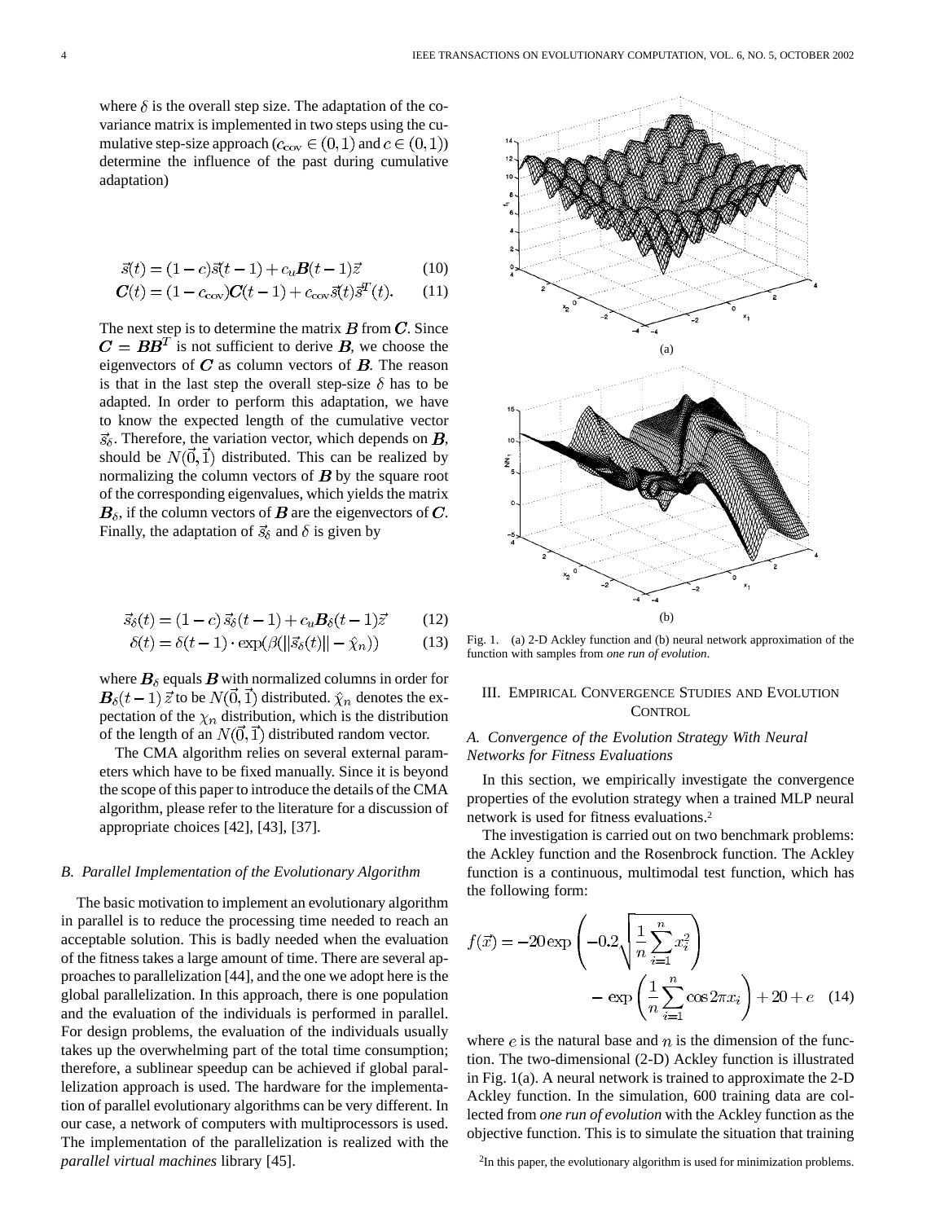where $\delta$ is the overall step size. The adaptation of the covariance matrix is implemented in two steps using the cumulative step-size approach ($c_{\text{cov}} \in (0,1)$ and $c \in (0,1)$) determine the influence of the past during cumulative adaptation)

$$\vec{s}(t) = (1-c)\vec{s}(t-1) + c_u \boldsymbol{B}(t-1)\vec{z} \tag{10}$$

$$\boldsymbol{C}(t) = (1-c_{\text{cov}})\boldsymbol{C}(t-1) + c_{\text{cov}}\vec{s}(t)\vec{s}^T(t). \tag{11}$$

The next step is to determine the matrix $\boldsymbol{B}$ from $\boldsymbol{C}$. Since $\boldsymbol{C} = \boldsymbol{B}\boldsymbol{B}^T$ is not sufficient to derive $\boldsymbol{B}$, we choose the eigenvectors of $\boldsymbol{C}$ as column vectors of $\boldsymbol{B}$. The reason is that in the last step the overall step-size $\delta$ has to be adapted. In order to perform this adaptation, we have to know the expected length of the cumulative vector $\vec{s}_\delta$. Therefore, the variation vector, which depends on $\boldsymbol{B}$, should be $N(\vec{0}, \vec{1})$ distributed. This can be realized by normalizing the column vectors of $\boldsymbol{B}$ by the square root of the corresponding eigenvalues, which yields the matrix $\boldsymbol{B}_\delta$, if the column vectors of $\boldsymbol{B}$ are the eigenvectors of $\boldsymbol{C}$. Finally, the adaptation of $\vec{s}_\delta$ and $\delta$ is given by

$$\vec{s}_\delta(t) = (1-c)\,\vec{s}_\delta(t-1) + c_u \boldsymbol{B}_\delta(t-1)\vec{z} \tag{12}$$

$$\delta(t) = \delta(t-1) \cdot \exp(\beta(\|\vec{s}_\delta(t)\| - \hat{\chi}_n)) \tag{13}$$

where $\boldsymbol{B}_\delta$ equals $\boldsymbol{B}$ with normalized columns in order for $\boldsymbol{B}_\delta(t-1)\,\vec{z}$ to be $N(\vec{0}, \vec{1})$ distributed. $\hat{\chi}_n$ denotes the expectation of the $\chi_n$ distribution, which is the distribution of the length of an $N(\vec{0}, \vec{1})$ distributed random vector.

The CMA algorithm relies on several external parameters which have to be fixed manually. Since it is beyond the scope of this paper to introduce the details of the CMA algorithm, please refer to the literature for a discussion of appropriate choices [42], [43], [37].

### B. Parallel Implementation of the Evolutionary Algorithm

The basic motivation to implement an evolutionary algorithm in parallel is to reduce the processing time needed to reach an acceptable solution. This is badly needed when the evaluation of the fitness takes a large amount of time. There are several approaches to parallelization [44], and the one we adopt here is the global parallelization. In this approach, there is one population and the evaluation of the individuals is performed in parallel. For design problems, the evaluation of the individuals usually takes up the overwhelming part of the total time consumption; therefore, a sublinear speedup can be achieved if global parallelization approach is used. The hardware for the implementation of parallel evolutionary algorithms can be very different. In our case, a network of computers with multiprocessors is used. The implementation of the parallelization is realized with the *parallel virtual machines* library [45].

(a)

(b)

Fig. 1. (a) 2-D Ackley function and (b) neural network approximation of the function with samples from *one run of evolution*.

## III. Empirical Convergence Studies and Evolution Control

### A. Convergence of the Evolution Strategy With Neural Networks for Fitness Evaluations

In this section, we empirically investigate the convergence properties of the evolution strategy when a trained MLP neural network is used for fitness evaluations.[2]

The investigation is carried out on two benchmark problems: the Ackley function and the Rosenbrock function. The Ackley function is a continuous, multimodal test function, which has the following form:

$$f(\vec{x}) = -20\exp\left(-0.2\sqrt{\frac{1}{n}\sum_{i=1}^{n}x_i^2}\right) - \exp\left(\frac{1}{n}\sum_{i=1}^{n}\cos 2\pi x_i\right) + 20 + e \tag{14}$$

where $e$ is the natural base and $n$ is the dimension of the function. The two-dimensional (2-D) Ackley function is illustrated in Fig. 1(a). A neural network is trained to approximate the 2-D Ackley function. In the simulation, 600 training data are collected from *one run of evolution* with the Ackley function as the objective function. This is to simulate the situation that training

[2]In this paper, the evolutionary algorithm is used for minimization problems.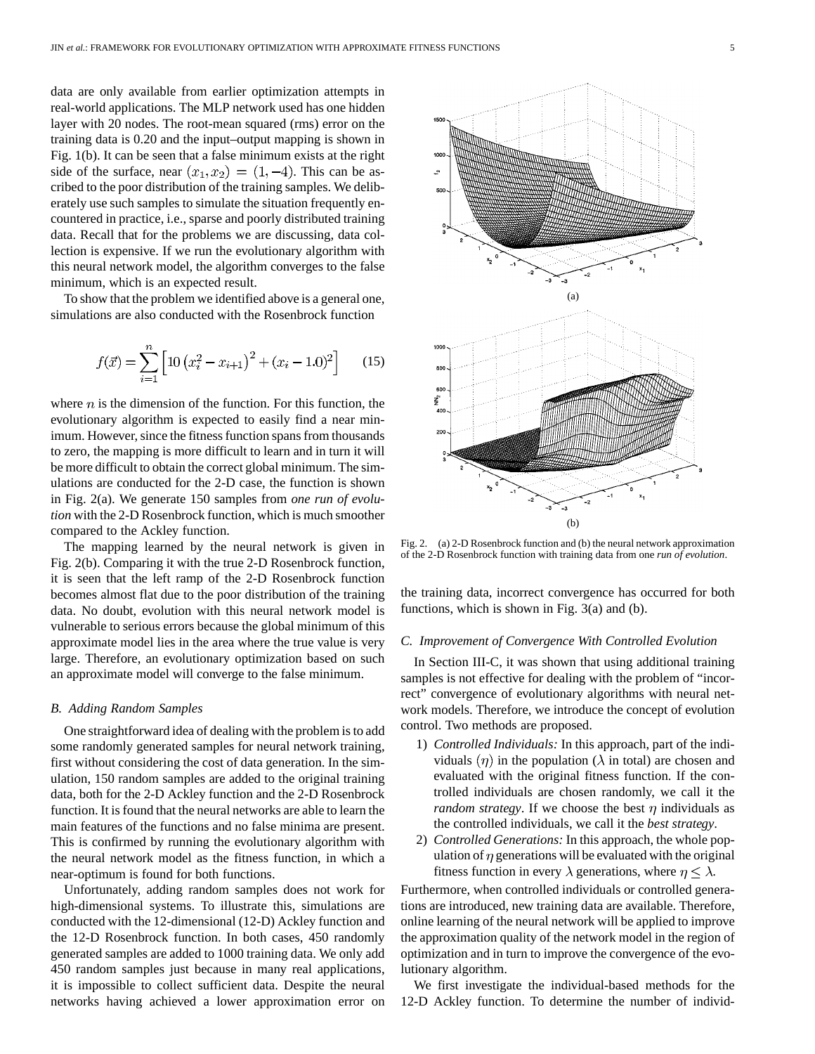data are only available from earlier optimization attempts in real-world applications. The MLP network used has one hidden layer with 20 nodes. The root-mean squared (rms) error on the training data is 0.20 and the input–output mapping is shown in Fig. 1(b). It can be seen that a false minimum exists at the right side of the surface, near $(x_1, x_2) = (1, -4)$. This can be ascribed to the poor distribution of the training samples. We deliberately use such samples to simulate the situation frequently encountered in practice, i.e., sparse and poorly distributed training data. Recall that for the problems we are discussing, data collection is expensive. If we run the evolutionary algorithm with this neural network model, the algorithm converges to the false minimum, which is an expected result.

To show that the problem we identified above is a general one, simulations are also conducted with the Rosenbrock function

$$f(\vec{x}) = \sum_{i=1}^{n} \left[ 10 \left( x_i^2 - x_{i+1} \right)^2 + (x_i - 1.0)^2 \right] \qquad (15)$$

where $n$ is the dimension of the function. For this function, the evolutionary algorithm is expected to easily find a near minimum. However, since the fitness function spans from thousands to zero, the mapping is more difficult to learn and in turn it will be more difficult to obtain the correct global minimum. The simulations are conducted for the 2-D case, the function is shown in Fig. 2(a). We generate 150 samples from *one run of evolution* with the 2-D Rosenbrock function, which is much smoother compared to the Ackley function.

The mapping learned by the neural network is given in Fig. 2(b). Comparing it with the true 2-D Rosenbrock function, it is seen that the left ramp of the 2-D Rosenbrock function becomes almost flat due to the poor distribution of the training data. No doubt, evolution with this neural network model is vulnerable to serious errors because the global minimum of this approximate model lies in the area where the true value is very large. Therefore, an evolutionary optimization based on such an approximate model will converge to the false minimum.

Fig. 2. (a) 2-D Rosenbrock function and (b) the neural network approximation of the 2-D Rosenbrock function with training data from one *run of evolution*.

### B. Adding Random Samples

One straightforward idea of dealing with the problem is to add some randomly generated samples for neural network training, first without considering the cost of data generation. In the simulation, 150 random samples are added to the original training data, both for the 2-D Ackley function and the 2-D Rosenbrock function. It is found that the neural networks are able to learn the main features of the functions and no false minima are present. This is confirmed by running the evolutionary algorithm with the neural network model as the fitness function, in which a near-optimum is found for both functions.

Unfortunately, adding random samples does not work for high-dimensional systems. To illustrate this, simulations are conducted with the 12-dimensional (12-D) Ackley function and the 12-D Rosenbrock function. In both cases, 450 randomly generated samples are added to 1000 training data. We only add 450 random samples just because in many real applications, it is impossible to collect sufficient data. Despite the neural networks having achieved a lower approximation error on the training data, incorrect convergence has occurred for both functions, which is shown in Fig. 3(a) and (b).

### C. Improvement of Convergence With Controlled Evolution

In Section III-C, it was shown that using additional training samples is not effective for dealing with the problem of "incorrect" convergence of evolutionary algorithms with neural network models. Therefore, we introduce the concept of evolution control. Two methods are proposed.

1) *Controlled Individuals:* In this approach, part of the individuals $(\eta)$ in the population ($\lambda$ in total) are chosen and evaluated with the original fitness function. If the controlled individuals are chosen randomly, we call it the *random strategy*. If we choose the best $\eta$ individuals as the controlled individuals, we call it the *best strategy*.
2) *Controlled Generations:* In this approach, the whole population of $\eta$ generations will be evaluated with the original fitness function in every $\lambda$ generations, where $\eta \leq \lambda$.

Furthermore, when controlled individuals or controlled generations are introduced, new training data are available. Therefore, online learning of the neural network will be applied to improve the approximation quality of the network model in the region of optimization and in turn to improve the convergence of the evolutionary algorithm.

We first investigate the individual-based methods for the 12-D Ackley function. To determine the number of individ-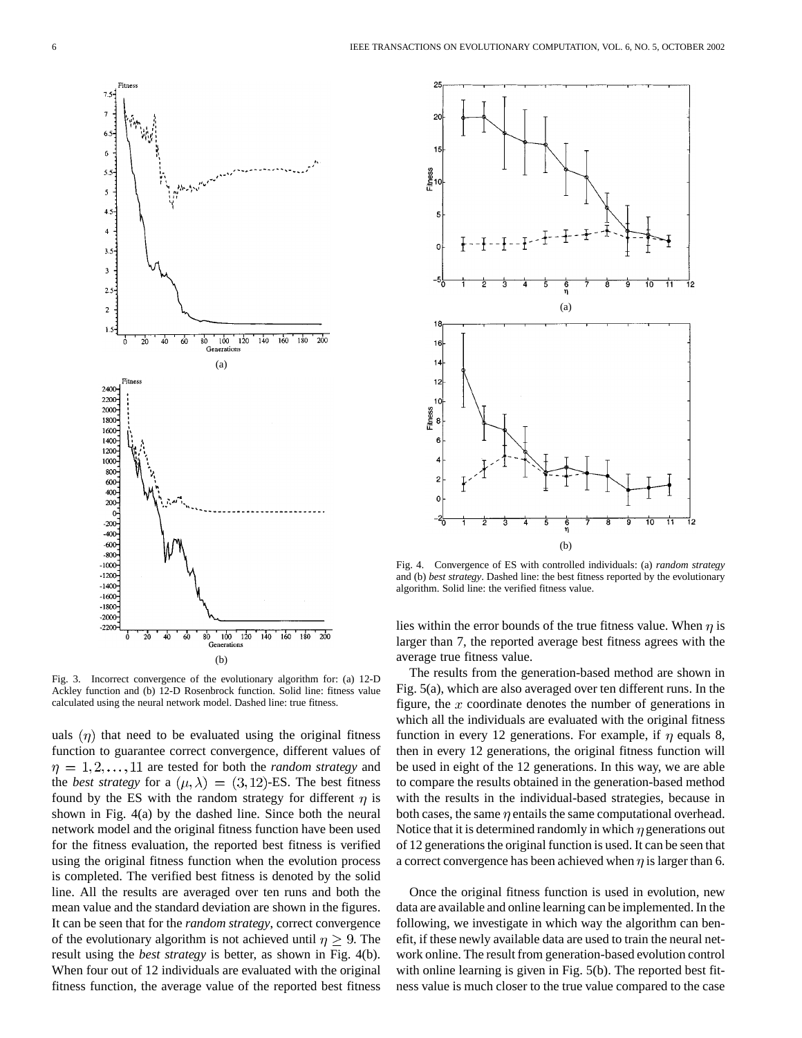Fig. 3. Incorrect convergence of the evolutionary algorithm for: (a) 12-D Ackley function and (b) 12-D Rosenbrock function. Solid line: fitness value calculated using the neural network model. Dashed line: true fitness.

Fig. 4. Convergence of ES with controlled individuals: (a) *random strategy* and (b) *best strategy*. Dashed line: the best fitness reported by the evolutionary algorithm. Solid line: the verified fitness value.

uals $(\eta)$ that need to be evaluated using the original fitness function to guarantee correct convergence, different values of $\eta = 1, 2, \ldots, 11$ are tested for both the *random strategy* and the *best strategy* for a $(\mu, \lambda) = (3, 12)$-ES. The best fitness found by the ES with the random strategy for different $\eta$ is shown in Fig. 4(a) by the dashed line. Since both the neural network model and the original fitness function have been used for the fitness evaluation, the reported best fitness is verified using the original fitness function when the evolution process is completed. The verified best fitness is denoted by the solid line. All the results are averaged over ten runs and both the mean value and the standard deviation are shown in the figures. It can be seen that for the *random strategy*, correct convergence of the evolutionary algorithm is not achieved until $\eta \geq 9$. The result using the *best strategy* is better, as shown in Fig. 4(b). When four out of 12 individuals are evaluated with the original fitness function, the average value of the reported best fitness lies within the error bounds of the true fitness value. When $\eta$ is larger than 7, the reported average best fitness agrees with the average true fitness value.

The results from the generation-based method are shown in Fig. 5(a), which are also averaged over ten different runs. In the figure, the $x$ coordinate denotes the number of generations in which all the individuals are evaluated with the original fitness function in every 12 generations. For example, if $\eta$ equals 8, then in every 12 generations, the original fitness function will be used in eight of the 12 generations. In this way, we are able to compare the results obtained in the generation-based method with the results in the individual-based strategies, because in both cases, the same $\eta$ entails the same computational overhead. Notice that it is determined randomly in which $\eta$ generations out of 12 generations the original function is used. It can be seen that a correct convergence has been achieved when $\eta$ is larger than 6.

Once the original fitness function is used in evolution, new data are available and online learning can be implemented. In the following, we investigate in which way the algorithm can benefit, if these newly available data are used to train the neural network model online. The result from generation-based evolution control with online learning is given in Fig. 5(b). The reported best fitness value is much closer to the true value compared to the case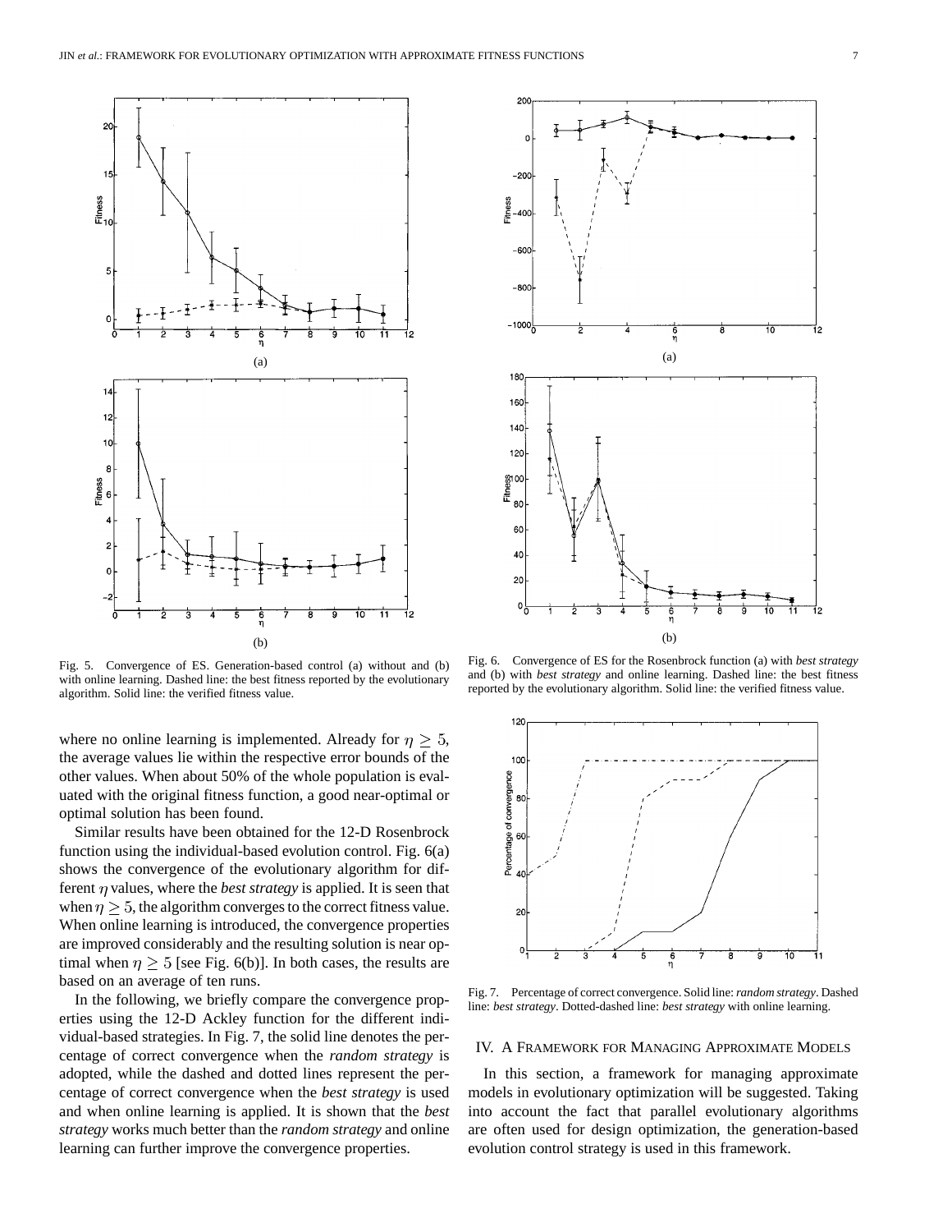Fig. 5. Convergence of ES. Generation-based control (a) without and (b) with online learning. Dashed line: the best fitness reported by the evolutionary algorithm. Solid line: the verified fitness value.

Fig. 6. Convergence of ES for the Rosenbrock function (a) with *best strategy* and (b) with *best strategy* and online learning. Dashed line: the best fitness reported by the evolutionary algorithm. Solid line: the verified fitness value.

where no online learning is implemented. Already for $\eta \geq 5$, the average values lie within the respective error bounds of the other values. When about 50% of the whole population is evaluated with the original fitness function, a good near-optimal or optimal solution has been found.

Similar results have been obtained for the 12-D Rosenbrock function using the individual-based evolution control. Fig. 6(a) shows the convergence of the evolutionary algorithm for different $\eta$ values, where the *best strategy* is applied. It is seen that when $\eta \geq 5$, the algorithm converges to the correct fitness value. When online learning is introduced, the convergence properties are improved considerably and the resulting solution is near optimal when $\eta \geq 5$ [see Fig. 6(b)]. In both cases, the results are based on an average of ten runs.

In the following, we briefly compare the convergence properties using the 12-D Ackley function for the different individual-based strategies. In Fig. 7, the solid line denotes the percentage of correct convergence when the *random strategy* is adopted, while the dashed and dotted lines represent the percentage of correct convergence when the *best strategy* is used and when online learning is applied. It is shown that the *best strategy* works much better than the *random strategy* and online learning can further improve the convergence properties.

Fig. 7. Percentage of correct convergence. Solid line: *random strategy*. Dashed line: *best strategy*. Dotted-dashed line: *best strategy* with online learning.

## IV. A Framework for Managing Approximate Models

In this section, a framework for managing approximate models in evolutionary optimization will be suggested. Taking into account the fact that parallel evolutionary algorithms are often used for design optimization, the generation-based evolution control strategy is used in this framework.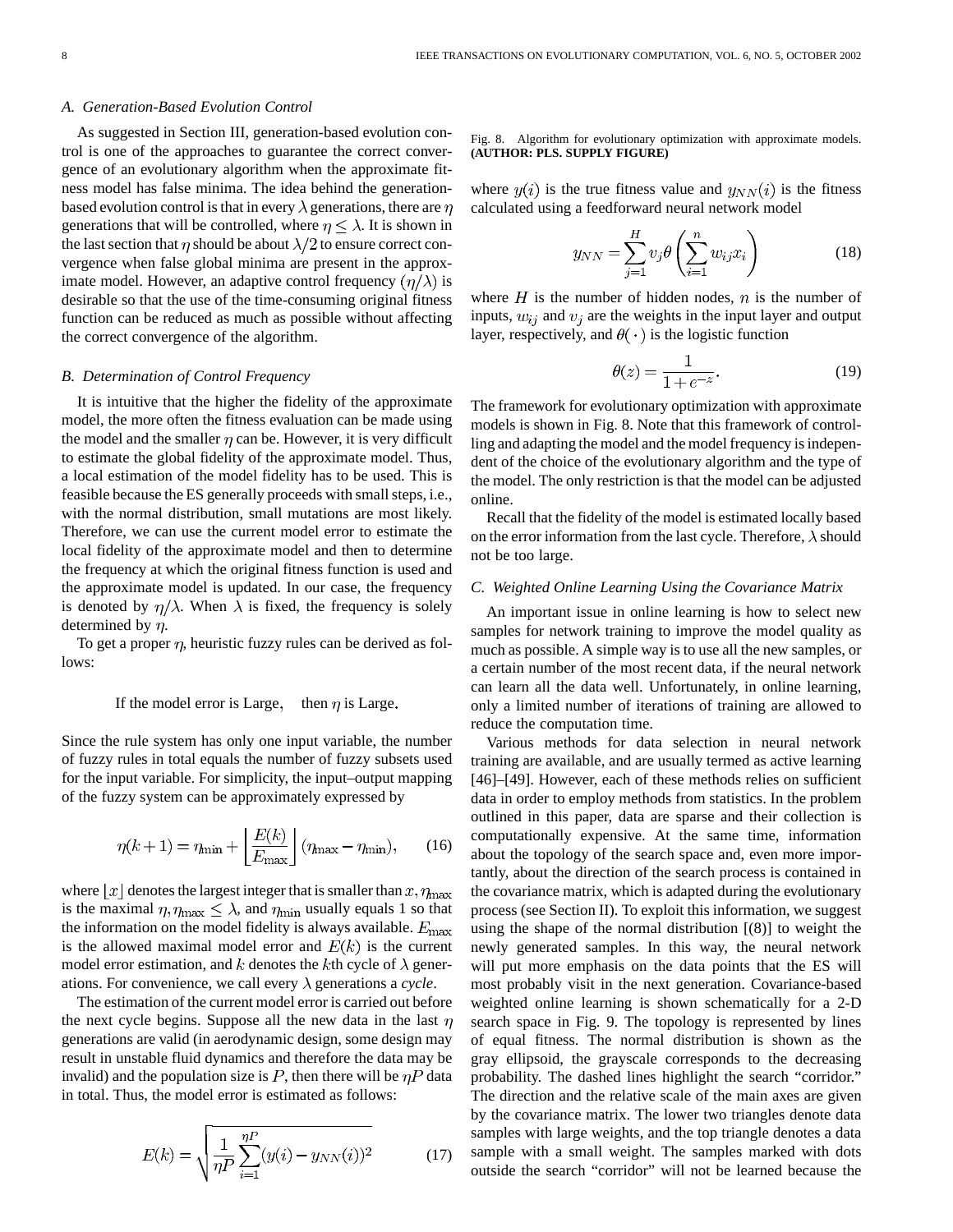### A. Generation-Based Evolution Control

As suggested in Section III, generation-based evolution control is one of the approaches to guarantee the correct convergence of an evolutionary algorithm when the approximate fitness model has false minima. The idea behind the generation-based evolution control is that in every $\lambda$ generations, there are $\eta$ generations that will be controlled, where $\eta \leq \lambda$. It is shown in the last section that $\eta$ should be about $\lambda/2$ to ensure correct convergence when false global minima are present in the approximate model. However, an adaptive control frequency $(\eta/\lambda)$ is desirable so that the use of the time-consuming original fitness function can be reduced as much as possible without affecting the correct convergence of the algorithm.

### B. Determination of Control Frequency

It is intuitive that the higher the fidelity of the approximate model, the more often the fitness evaluation can be made using the model and the smaller $\eta$ can be. However, it is very difficult to estimate the global fidelity of the approximate model. Thus, a local estimation of the model fidelity has to be used. This is feasible because the ES generally proceeds with small steps, i.e., with the normal distribution, small mutations are most likely. Therefore, we can use the current model error to estimate the local fidelity of the approximate model and then to determine the frequency at which the original fitness function is used and the approximate model is updated. In our case, the frequency is denoted by $\eta/\lambda$. When $\lambda$ is fixed, the frequency is solely determined by $\eta$.

To get a proper $\eta$, heuristic fuzzy rules can be derived as follows:

If the model error is Large, then $\eta$ is Large.

Since the rule system has only one input variable, the number of fuzzy rules in total equals the number of fuzzy subsets used for the input variable. For simplicity, the input–output mapping of the fuzzy system can be approximately expressed by

$$\eta(k+1) = \eta_{\min} + \left\lfloor \frac{E(k)}{E_{\max}} \right\rfloor (\eta_{\max} - \eta_{\min}), \tag{16}$$

where $\lfloor x \rfloor$ denotes the largest integer that is smaller than $x$, $\eta_{\max}$ is the maximal $\eta$, $\eta_{\max} \leq \lambda$, and $\eta_{\min}$ usually equals 1 so that the information on the model fidelity is always available. $E_{\max}$ is the allowed maximal model error and $E(k)$ is the current model error estimation, and $k$ denotes the $k$th cycle of $\lambda$ generations. For convenience, we call every $\lambda$ generations a *cycle*.

The estimation of the current model error is carried out before the next cycle begins. Suppose all the new data in the last $\eta$ generations are valid (in aerodynamic design, some design may result in unstable fluid dynamics and therefore the data may be invalid) and the population size is $P$, then there will be $\eta P$ data in total. Thus, the model error is estimated as follows:

$$E(k) = \sqrt{\frac{1}{\eta P} \sum_{i=1}^{\eta P} (y(i) - y_{NN}(i))^2} \tag{17}$$

Fig. 8. Algorithm for evolutionary optimization with approximate models. **(AUTHOR: PLS. SUPPLY FIGURE)**

where $y(i)$ is the true fitness value and $y_{NN}(i)$ is the fitness calculated using a feedforward neural network model

$$y_{NN} = \sum_{j=1}^{H} v_j \theta \left( \sum_{i=1}^{n} w_{ij} x_i \right) \tag{18}$$

where $H$ is the number of hidden nodes, $n$ is the number of inputs, $w_{ij}$ and $v_j$ are the weights in the input layer and output layer, respectively, and $\theta(\cdot)$ is the logistic function

$$\theta(z) = \frac{1}{1 + e^{-z}}. \tag{19}$$

The framework for evolutionary optimization with approximate models is shown in Fig. 8. Note that this framework of controlling and adapting the model and the model frequency is independent of the choice of the evolutionary algorithm and the type of the model. The only restriction is that the model can be adjusted online.

Recall that the fidelity of the model is estimated locally based on the error information from the last cycle. Therefore, $\lambda$ should not be too large.

### C. Weighted Online Learning Using the Covariance Matrix

An important issue in online learning is how to select new samples for network training to improve the model quality as much as possible. A simple way is to use all the new samples, or a certain number of the most recent data, if the neural network can learn all the data well. Unfortunately, in online learning, only a limited number of iterations of training are allowed to reduce the computation time.

Various methods for data selection in neural network training are available, and are usually termed as active learning [46]–[49]. However, each of these methods relies on sufficient data in order to employ methods from statistics. In the problem outlined in this paper, data are sparse and their collection is computationally expensive. At the same time, information about the topology of the search space and, even more importantly, about the direction of the search process is contained in the covariance matrix, which is adapted during the evolutionary process (see Section II). To exploit this information, we suggest using the shape of the normal distribution [(8)] to weight the newly generated samples. In this way, the neural network will put more emphasis on the data points that the ES will most probably visit in the next generation. Covariance-based weighted online learning is shown schematically for a 2-D search space in Fig. 9. The topology is represented by lines of equal fitness. The normal distribution is shown as the gray ellipsoid, the grayscale corresponds to the decreasing probability. The dashed lines highlight the search "corridor." The direction and the relative scale of the main axes are given by the covariance matrix. The lower two triangles denote data samples with large weights, and the top triangle denotes a data sample with a small weight. The samples marked with dots outside the search "corridor" will not be learned because the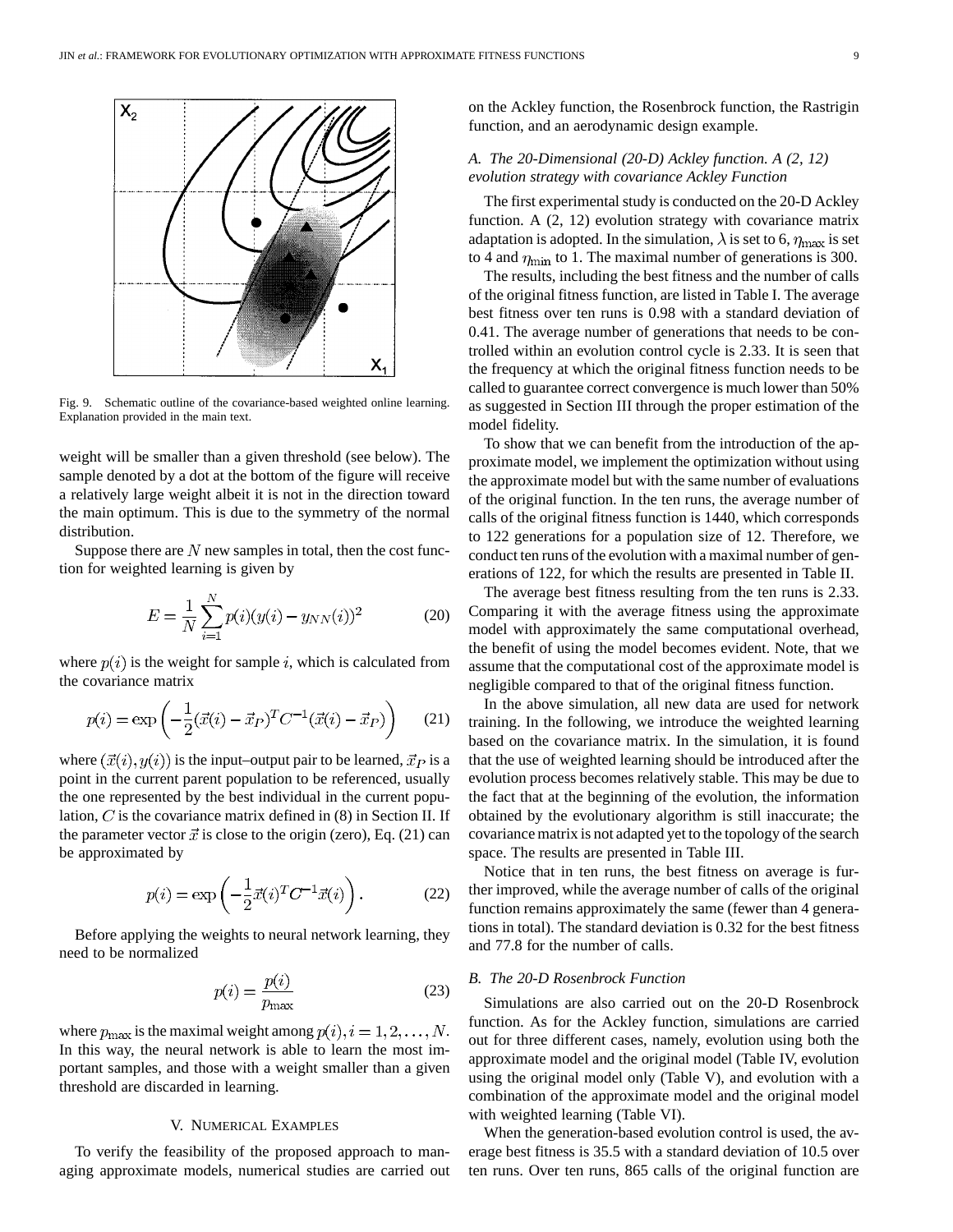Fig. 9. Schematic outline of the covariance-based weighted online learning. Explanation provided in the main text.

weight will be smaller than a given threshold (see below). The sample denoted by a dot at the bottom of the figure will receive a relatively large weight albeit it is not in the direction toward the main optimum. This is due to the symmetry of the normal distribution.

Suppose there are $N$ new samples in total, then the cost function for weighted learning is given by

$$E = \frac{1}{N} \sum_{i=1}^{N} p(i)(y(i) - y_{NN}(i))^2 \tag{20}$$

where $p(i)$ is the weight for sample $i$, which is calculated from the covariance matrix

$$p(i) = \exp\left(-\frac{1}{2}(\vec{x}(i) - \vec{x}_P)^T C^{-1} (\vec{x}(i) - \vec{x}_P)\right) \tag{21}$$

where $(\vec{x}(i), y(i))$ is the input–output pair to be learned, $\vec{x}_P$ is a point in the current parent population to be referenced, usually the one represented by the best individual in the current population, $C$ is the covariance matrix defined in (8) in Section II. If the parameter vector $\vec{x}$ is close to the origin (zero), Eq. (21) can be approximated by

$$p(i) = \exp\left(-\frac{1}{2}\vec{x}(i)^T C^{-1} \vec{x}(i)\right). \tag{22}$$

Before applying the weights to neural network learning, they need to be normalized

$$p(i) = \frac{p(i)}{p_{\max}} \tag{23}$$

where $p_{\max}$ is the maximal weight among $p(i), i = 1, 2, \ldots, N$. In this way, the neural network is able to learn the most important samples, and those with a weight smaller than a given threshold are discarded in learning.

## V. Numerical Examples

To verify the feasibility of the proposed approach to managing approximate models, numerical studies are carried out on the Ackley function, the Rosenbrock function, the Rastrigin function, and an aerodynamic design example.

### *A. The 20-Dimensional (20-D) Ackley function. A (2, 12) evolution strategy with covariance Ackley Function*

The first experimental study is conducted on the 20-D Ackley function. A (2, 12) evolution strategy with covariance matrix adaptation is adopted. In the simulation, $\lambda$ is set to 6, $\eta_{\max}$ is set to 4 and $\eta_{\min}$ to 1. The maximal number of generations is 300.

The results, including the best fitness and the number of calls of the original fitness function, are listed in Table I. The average best fitness over ten runs is 0.98 with a standard deviation of 0.41. The average number of generations that needs to be controlled within an evolution control cycle is 2.33. It is seen that the frequency at which the original fitness function needs to be called to guarantee correct convergence is much lower than 50% as suggested in Section III through the proper estimation of the model fidelity.

To show that we can benefit from the introduction of the approximate model, we implement the optimization without using the approximate model but with the same number of evaluations of the original function. In the ten runs, the average number of calls of the original fitness function is 1440, which corresponds to 122 generations for a population size of 12. Therefore, we conduct ten runs of the evolution with a maximal number of generations of 122, for which the results are presented in Table II.

The average best fitness resulting from the ten runs is 2.33. Comparing it with the average fitness using the approximate model with approximately the same computational overhead, the benefit of using the model becomes evident. Note, that we assume that the computational cost of the approximate model is negligible compared to that of the original fitness function.

In the above simulation, all new data are used for network training. In the following, we introduce the weighted learning based on the covariance matrix. In the simulation, it is found that the use of weighted learning should be introduced after the evolution process becomes relatively stable. This may be due to the fact that at the beginning of the evolution, the information obtained by the evolutionary algorithm is still inaccurate; the covariance matrix is not adapted yet to the topology of the search space. The results are presented in Table III.

Notice that in ten runs, the best fitness on average is further improved, while the average number of calls of the original function remains approximately the same (fewer than 4 generations in total). The standard deviation is 0.32 for the best fitness and 77.8 for the number of calls.

### *B. The 20-D Rosenbrock Function*

Simulations are also carried out on the 20-D Rosenbrock function. As for the Ackley function, simulations are carried out for three different cases, namely, evolution using both the approximate model and the original model (Table IV, evolution using the original model only (Table V), and evolution with a combination of the approximate model and the original model with weighted learning (Table VI).

When the generation-based evolution control is used, the average best fitness is 35.5 with a standard deviation of 10.5 over ten runs. Over ten runs, 865 calls of the original function are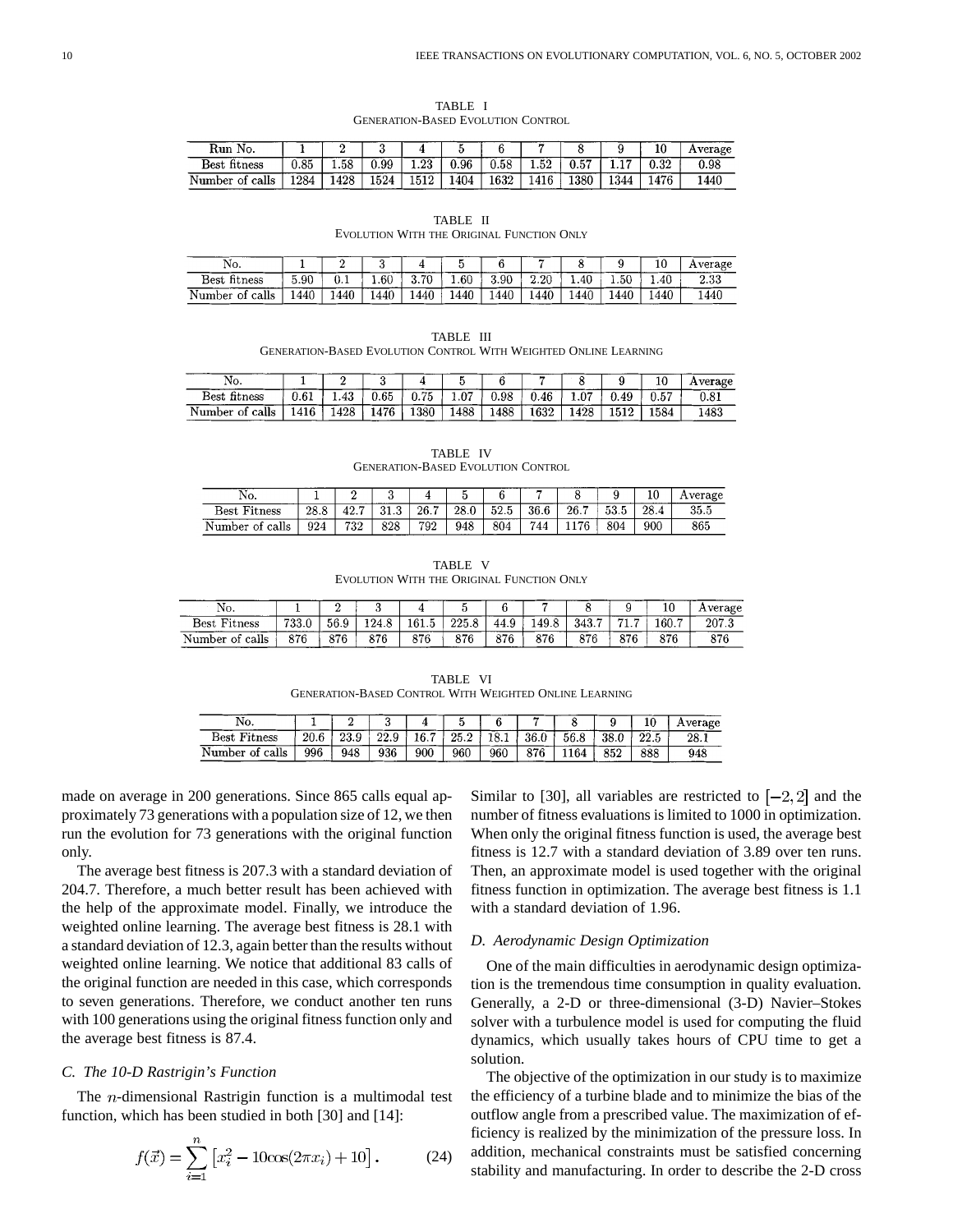TABLE I
GENERATION-BASED EVOLUTION CONTROL

| Run No. | 1 | 2 | 3 | 4 | 5 | 6 | 7 | 8 | 9 | 10 | Average |
|---|---|---|---|---|---|---|---|---|---|---|---|
| Best fitness | 0.85 | 1.58 | 0.99 | 1.23 | 0.96 | 0.58 | 1.52 | 0.57 | 1.17 | 0.32 | 0.98 |
| Number of calls | 1284 | 1428 | 1524 | 1512 | 1404 | 1632 | 1416 | 1380 | 1344 | 1476 | 1440 |

TABLE II
EVOLUTION WITH THE ORIGINAL FUNCTION ONLY

| No. | 1 | 2 | 3 | 4 | 5 | 6 | 7 | 8 | 9 | 10 | Average |
|---|---|---|---|---|---|---|---|---|---|---|---|
| Best fitness | 5.90 | 0.1 | 1.60 | 3.70 | 1.60 | 3.90 | 2.20 | 1.40 | 1.50 | 1.40 | 2.33 |
| Number of calls | 1440 | 1440 | 1440 | 1440 | 1440 | 1440 | 1440 | 1440 | 1440 | 1440 | 1440 |

TABLE III
GENERATION-BASED EVOLUTION CONTROL WITH WEIGHTED ONLINE LEARNING

| No. | 1 | 2 | 3 | 4 | 5 | 6 | 7 | 8 | 9 | 10 | Average |
|---|---|---|---|---|---|---|---|---|---|---|---|
| Best fitness | 0.61 | 1.43 | 0.65 | 0.75 | 1.07 | 0.98 | 0.46 | 1.07 | 0.49 | 0.57 | 0.81 |
| Number of calls | 1416 | 1428 | 1476 | 1380 | 1488 | 1488 | 1632 | 1428 | 1512 | 1584 | 1483 |

TABLE IV
GENERATION-BASED EVOLUTION CONTROL

| No. | 1 | 2 | 3 | 4 | 5 | 6 | 7 | 8 | 9 | 10 | Average |
|---|---|---|---|---|---|---|---|---|---|---|---|
| Best Fitness | 28.8 | 42.7 | 31.3 | 26.7 | 28.0 | 52.5 | 36.6 | 26.7 | 53.5 | 28.4 | 35.5 |
| Number of calls | 924 | 732 | 828 | 792 | 948 | 804 | 744 | 1176 | 804 | 900 | 865 |

TABLE V
EVOLUTION WITH THE ORIGINAL FUNCTION ONLY

| No. | 1 | 2 | 3 | 4 | 5 | 6 | 7 | 8 | 9 | 10 | Average |
|---|---|---|---|---|---|---|---|---|---|---|---|
| Best Fitness | 733.0 | 56.9 | 124.8 | 161.5 | 225.8 | 44.9 | 149.8 | 343.7 | 71.7 | 160.7 | 207.3 |
| Number of calls | 876 | 876 | 876 | 876 | 876 | 876 | 876 | 876 | 876 | 876 | 876 |

TABLE VI
GENERATION-BASED CONTROL WITH WEIGHTED ONLINE LEARNING

| No. | 1 | 2 | 3 | 4 | 5 | 6 | 7 | 8 | 9 | 10 | Average |
|---|---|---|---|---|---|---|---|---|---|---|---|
| Best Fitness | 20.6 | 23.9 | 22.9 | 16.7 | 25.2 | 18.1 | 36.0 | 56.8 | 38.0 | 22.5 | 28.1 |
| Number of calls | 996 | 948 | 936 | 900 | 960 | 960 | 876 | 1164 | 852 | 888 | 948 |

made on average in 200 generations. Since 865 calls equal approximately 73 generations with a population size of 12, we then run the evolution for 73 generations with the original function only.

The average best fitness is 207.3 with a standard deviation of 204.7. Therefore, a much better result has been achieved with the help of the approximate model. Finally, we introduce the weighted online learning. The average best fitness is 28.1 with a standard deviation of 12.3, again better than the results without weighted online learning. We notice that additional 83 calls of the original function are needed in this case, which corresponds to seven generations. Therefore, we conduct another ten runs with 100 generations using the original fitness function only and the average best fitness is 87.4.

### C. The 10-D Rastrigin's Function

The $n$-dimensional Rastrigin function is a multimodal test function, which has been studied in both [30] and [14]:

$$f(\vec{x}) = \sum_{i=1}^{n} \left[x_i^2 - 10\cos(2\pi x_i) + 10\right]. \tag{24}$$

Similar to [30], all variables are restricted to $[-2, 2]$ and the number of fitness evaluations is limited to 1000 in optimization. When only the original fitness function is used, the average best fitness is 12.7 with a standard deviation of 3.89 over ten runs. Then, an approximate model is used together with the original fitness function in optimization. The average best fitness is 1.1 with a standard deviation of 1.96.

### D. Aerodynamic Design Optimization

One of the main difficulties in aerodynamic design optimization is the tremendous time consumption in quality evaluation. Generally, a 2-D or three-dimensional (3-D) Navier–Stokes solver with a turbulence model is used for computing the fluid dynamics, which usually takes hours of CPU time to get a solution.

The objective of the optimization in our study is to maximize the efficiency of a turbine blade and to minimize the bias of the outflow angle from a prescribed value. The maximization of efficiency is realized by the minimization of the pressure loss. In addition, mechanical constraints must be satisfied concerning stability and manufacturing. In order to describe the 2-D cross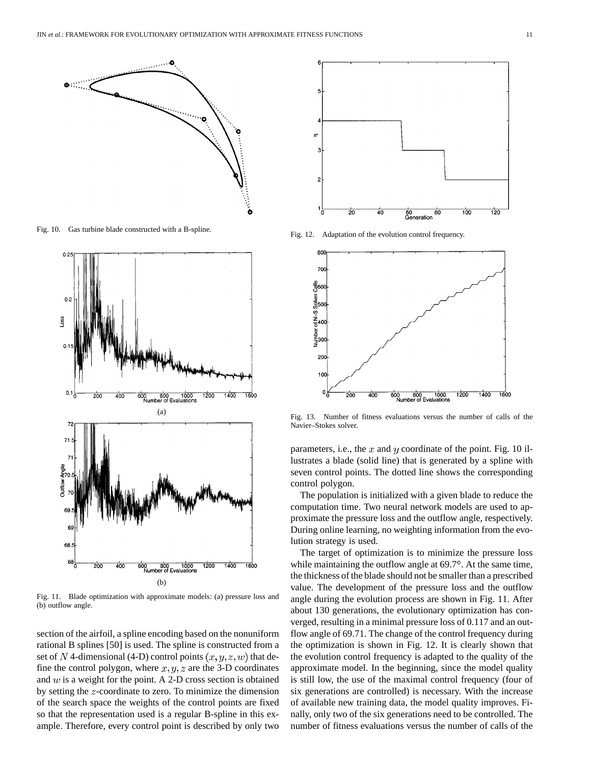Fig. 10. Gas turbine blade constructed with a B-spline.

Fig. 11. Blade optimization with approximate models: (a) pressure loss and (b) outflow angle.

section of the airfoil, a spline encoding based on the nonuniform rational B splines [50] is used. The spline is constructed from a set of $N$ 4-dimensional (4-D) control points $(x, y, z, w)$ that define the control polygon, where $x, y, z$ are the 3-D coordinates and $w$ is a weight for the point. A 2-D cross section is obtained by setting the $z$-coordinate to zero. To minimize the dimension of the search space the weights of the control points are fixed so that the representation used is a regular B-spline in this example. Therefore, every control point is described by only two parameters, i.e., the $x$ and $y$ coordinate of the point. Fig. 10 illustrates a blade (solid line) that is generated by a spline with seven control points. The dotted line shows the corresponding control polygon.

Fig. 12. Adaptation of the evolution control frequency.

Fig. 13. Number of fitness evaluations versus the number of calls of the Navier–Stokes solver.

The population is initialized with a given blade to reduce the computation time. Two neural network models are used to approximate the pressure loss and the outflow angle, respectively. During online learning, no weighting information from the evolution strategy is used.

The target of optimization is to minimize the pressure loss while maintaining the outflow angle at 69.7°. At the same time, the thickness of the blade should not be smaller than a prescribed value. The development of the pressure loss and the outflow angle during the evolution process are shown in Fig. 11. After about 130 generations, the evolutionary optimization has converged, resulting in a minimal pressure loss of 0.117 and an outflow angle of 69.71. The change of the control frequency during the optimization is shown in Fig. 12. It is clearly shown that the evolution control frequency is adapted to the quality of the approximate model. In the beginning, since the model quality is still low, the use of the maximal control frequency (four of six generations are controlled) is necessary. With the increase of available new training data, the model quality improves. Finally, only two of the six generations need to be controlled. The number of fitness evaluations versus the number of calls of the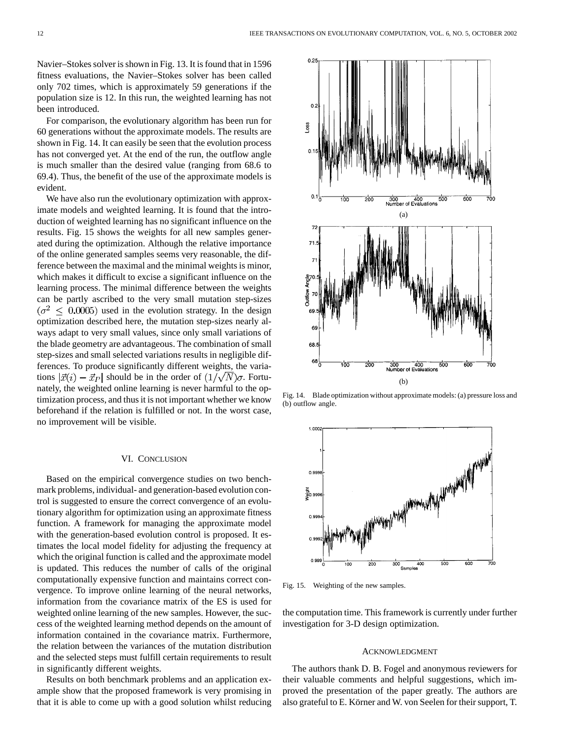Navier–Stokes solver is shown in Fig. 13. It is found that in 1596 fitness evaluations, the Navier–Stokes solver has been called only 702 times, which is approximately 59 generations if the population size is 12. In this run, the weighted learning has not been introduced.

For comparison, the evolutionary algorithm has been run for 60 generations without the approximate models. The results are shown in Fig. 14. It can easily be seen that the evolution process has not converged yet. At the end of the run, the outflow angle is much smaller than the desired value (ranging from 68.6 to 69.4). Thus, the benefit of the use of the approximate models is evident.

We have also run the evolutionary optimization with approximate models and weighted learning. It is found that the introduction of weighted learning has no significant influence on the results. Fig. 15 shows the weights for all new samples generated during the optimization. Although the relative importance of the online generated samples seems very reasonable, the difference between the maximal and the minimal weights is minor, which makes it difficult to excise a significant influence on the learning process. The minimal difference between the weights can be partly ascribed to the very small mutation step-sizes ($\sigma^2 \leq 0.0005$) used in the evolution strategy. In the design optimization described here, the mutation step-sizes nearly always adapt to very small values, since only small variations of the blade geometry are advantageous. The combination of small step-sizes and small selected variations results in negligible differences. To produce significantly different weights, the variations $|\vec{x}(i) - \vec{x}_P|$ should be in the order of $(1/\sqrt{N})\sigma$. Fortunately, the weighted online learning is never harmful to the optimization process, and thus it is not important whether we know beforehand if the relation is fulfilled or not. In the worst case, no improvement will be visible.

0.25
0.2
0.15
0.1
Loss
0 100 200 300 400 500 600 700
Number of Evaluations
(a)

72
71.5
71
70.5
70
69.5
69
68.5
68
Outflow Angle
0 100 200 300 400 500 600 700
Number of Evaluations
(b)

Fig. 14. Blade optimization without approximate models: (a) pressure loss and (b) outflow angle.

1.0002
1
0.9998
0.9996
0.9994
0.9992
0.999
Weight
0 100 200 300 400 500 600 700
Samples

Fig. 15. Weighting of the new samples.

## VI. Conclusion

Based on the empirical convergence studies on two benchmark problems, individual- and generation-based evolution control is suggested to ensure the correct convergence of an evolutionary algorithm for optimization using an approximate fitness function. A framework for managing the approximate model with the generation-based evolution control is proposed. It estimates the local model fidelity for adjusting the frequency at which the original function is called and the approximate model is updated. This reduces the number of calls of the original computationally expensive function and maintains correct convergence. To improve online learning of the neural networks, information from the covariance matrix of the ES is used for weighted online learning of the new samples. However, the success of the weighted learning method depends on the amount of information contained in the covariance matrix. Furthermore, the relation between the variances of the mutation distribution and the selected steps must fulfill certain requirements to result in significantly different weights.

Results on both benchmark problems and an application example show that the proposed framework is very promising in that it is able to come up with a good solution whilst reducing the computation time. This framework is currently under further investigation for 3-D design optimization.

## Acknowledgment

The authors thank D. B. Fogel and anonymous reviewers for their valuable comments and helpful suggestions, which improved the presentation of the paper greatly. The authors are also grateful to E. Körner and W. von Seelen for their support, T.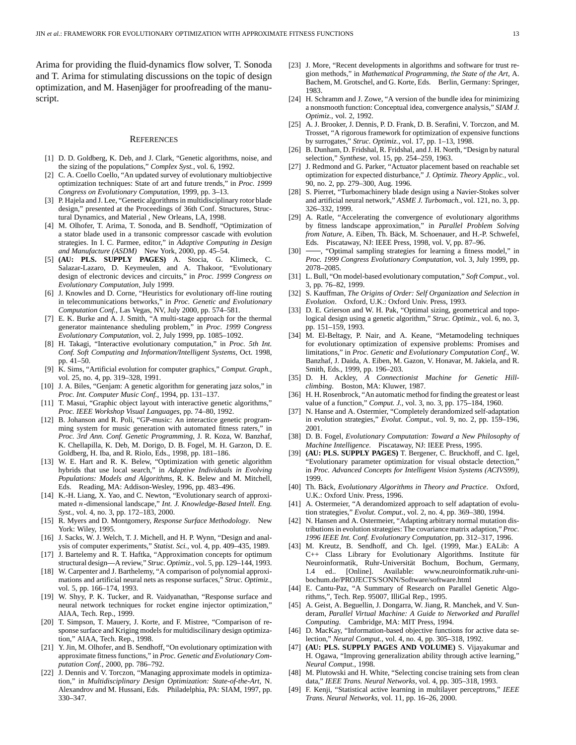Arima for providing the fluid-dynamics flow solver, T. Sonoda and T. Arima for stimulating discussions on the topic of design optimization, and M. Hasenjäger for proofreading of the manuscript.

## REFERENCES

[1] D. D. Goldberg, K. Deb, and J. Clark, "Genetic algorithms, noise, and the sizing of the populations," *Complex Syst.*, vol. 6, 1992.

[2] C. A. Coello Coello, "An updated survey of evolutionary multiobjective optimization techniques: State of art and future trends," in *Proc. 1999 Congress on Evolutionary Computation*, 1999, pp. 3–13.

[3] P. Hajela and J. Lee, "Genetic algorithms in multidisciplinary rotor blade design," presented at the Proceedings of 36th Conf. Structures, Structural Dynamics, and Material , New Orleans, LA, 1998.

[4] M. Olhofer, T. Arima, T. Sonoda, and B. Sendhoff, "Optimization of a stator blade used in a transonic compressor cascade with evolution strategies. In I. C. Parmee, editor," in *Adaptive Computing in Design and Manufacture (ASDM)* New York, 2000, pp. 45–54.

[5] **(AU: PLS. SUPPLY PAGES)** A. Stocia, G. Klimeck, C. Salazar-Lazaro, D. Keymeulen, and A. Thakoor, "Evolutionary design of electronic devices and circuits," in *Proc. 1999 Congress on Evolutionary Computation*, July 1999.

[6] J. Knowles and D. Corne, "Heuristics for evolutionary off-line routing in telecommunications betworks," in *Proc. Genetic and Evolutionary Computation Conf.*, Las Vegas, NV, July 2000, pp. 574–581.

[7] E. K. Burke and A. J. Smith, "A multi-stage approach for the thermal generator maintenance sheduling problem," in *Proc. 1999 Congress Evolutionary Computation*, vol. 2, July 1999, pp. 1085–1092.

[8] H. Takagi, "Interactive evolutionary computation," in *Proc. 5th Int. Conf. Soft Computing and Information/Intelligent Systems*, Oct. 1998, pp. 41–50.

[9] K. Sims, "Artificial evolution for computer graphics," *Comput. Graph.*, vol. 25, no. 4, pp. 319–328, 1991.

[10] J. A. Biles, "Genjam: A genetic algorithm for generating jazz solos," in *Proc. Int. Computer Music Conf.*, 1994, pp. 131–137.

[11] T. Masui, "Graphic object layout with interactive genetic algorithms," *Proc. IEEE Workshop Visual Languages*, pp. 74–80, 1992.

[12] B. Johanson and R. Poli, "GP-music: An interactice genetic programming system for music generation with automated fitness raters," in *Proc. 3rd Ann. Conf. Genetic Programming*, J. R. Koza, W. Banzhaf, K. Chellapilla, K. Deb, M. Dorigo, D. B. Fogel, M. H. Garzon, D. E. Goldberg, H. Iba, and R. Riolo, Eds., 1998, pp. 181–186.

[13] W. E. Hart and R. K. Belew, "Optimization with genetic algorithm hybrids that use local search," in *Adaptive Individuals in Evolving Populations: Models and Algorithms*, R. K. Belew and M. Mitchell, Eds. Reading, MA: Addison-Wesley, 1996, pp. 483–496.

[14] K.-H. Liang, X. Yao, and C. Newton, "Evolutionary search of approximated $n$-dimensional landscape," *Int. J. Knowledge-Based Intell. Eng. Syst.*, vol. 4, no. 3, pp. 172–183, 2000.

[15] R. Myers and D. Montgomery, *Response Surface Methodology*. New York: Wiley, 1995.

[16] J. Sacks, W. J. Welch, T. J. Michell, and H. P. Wynn, "Design and analysis of computer experiments," *Statist. Sci.*, vol. 4, pp. 409–435, 1989.

[17] J. Bartelemy and R. T. Haftka, "Approximation concepts for optimum structural design—A review," *Struc. Optimiz.*, vol. 5, pp. 129–144, 1993.

[18] W. Carpenter and J. Barthelemy, "A comparison of polynomial approximations and artificial neural nets as response surfaces," *Struc. Optimiz.*, vol. 5, pp. 166–174, 1993.

[19] W. Shyy, P. K. Tucker, and R. Vaidyanathan, "Response surface and neural network techniques for rocket engine injector optimization," AIAA, Tech. Rep., 1999.

[20] T. Simpson, T. Mauery, J. Korte, and F. Mistree, "Comparison of response surface and Kriging models for multidiscilinary design optimization," AIAA, Tech. Rep., 1998.

[21] Y. Jin, M. Olhofer, and B. Sendhoff, "On evolutionary optimization with approximate fitness functions," in *Proc. Genetic and Evolutionary Computation Conf.*, 2000, pp. 786–792.

[22] J. Dennis and V. Torczon, "Managing approximate models in optimization," in *Multidisciplinary Design Optimization: State-of-the-Art*, N. Alexandrov and M. Hussani, Eds. Philadelphia, PA: SIAM, 1997, pp. 330–347.

[23] J. More, "Recent developments in algorithms and software for trust region methods," in *Mathematical Programming, the State of the Art*, A. Bachem, M. Grotschel, and G. Korte, Eds. Berlin, Germany: Springer, 1983.

[24] H. Schramm and J. Zowe, "A version of the bundle idea for minimizing a nonsmooth function: Conceptual idea, convergence analysis," *SIAM J. Optimiz.*, vol. 2, 1992.

[25] A. J. Brooker, J. Dennis, P. D. Frank, D. B. Serafini, V. Torczon, and M. Trosset, "A rigorous framework for optimization of expensive functions by surrogates," *Struc. Optimiz.*, vol. 17, pp. 1–13, 1998.

[26] B. Dunham, D. Fridshal, R. Fridshal, and J. H. North, "Design by natural selection," *Synthese*, vol. 15, pp. 254–259, 1963.

[27] J. Redmond and G. Parker, "Actuator placement based on reachable set optimization for expected disturbance," *J. Optimiz. Theory Applic.*, vol. 90, no. 2, pp. 279–300, Aug. 1996.

[28] S. Pierret, "Turbomachinery blade design using a Navier-Stokes solver and artificial neural network," *ASME J. Turbomach.*, vol. 121, no. 3, pp. 326–332, 1999.

[29] A. Ratle, "Accelerating the convergence of evolutionary algorithms by fitness landscape approximation," in *Parallel Problem Solving from Nature*, A. Eiben, Th. Bäck, M. Schoenauer, and H.-P. Schwefel, Eds. Piscataway, NJ: IEEE Press, 1998, vol. V, pp. 87–96.

[30] ——, "Optimal sampling strategies for learning a fitness model," in *Proc. 1999 Congress Evolutionary Computation*, vol. 3, July 1999, pp. 2078–2085.

[31] L. Bull, "On model-based evolutionary computation," *Soft Comput.*, vol. 3, pp. 76–82, 1999.

[32] S. Kauffman, *The Origins of Order: Self Organization and Selection in Evolution*. Oxford, U.K.: Oxford Univ. Press, 1993.

[33] D. E. Grierson and W. H. Pak, "Optimal sizing, geometrical and topological design using a genetic algorithm," *Struc. Optimiz.*, vol. 6, no. 3, pp. 151–159, 1993.

[34] M. El-Beltagy, P. Nair, and A. Keane, "Metamodeling techniques for evolutionary optimization of expensive problems: Promises and limitations," in *Proc. Genetic and Evolutionary Computation Conf.*, W. Banzhaf, J. Daida, A. Eiben, M. Gazon, V. Honavar, M. Jakiela, and R. Smith, Eds., 1999, pp. 196–203.

[35] D. H. Ackley, *A Connectionist Machine for Genetic Hillclimbing*. Boston, MA: Kluwer, 1987.

[36] H. H. Rosenbrock, "An automatic method for finding the greatest or least value of a function," *Comput. J.*, vol. 3, no. 3, pp. 175–184, 1960.

[37] N. Hanse and A. Ostermier, "Completely derandomized self-adaptation in evolution strategies," *Evolut. Comput.*, vol. 9, no. 2, pp. 159–196, 2001.

[38] D. B. Fogel, *Evolutionary Computation: Toward a New Philosophy of Machine Intelligence*. Piscataway, NJ: IEEE Press, 1995.

[39] **(AU: PLS. SUPPLY PAGES)** T. Bergener, C. Bruckhoff, and C. Igel, "Evolutionary parameter optimization for visual obstacle detection," in *Proc. Advanced Concepts for Intelligent Vision Systems (ACIVS99)*, 1999.

[40] Th. Bäck, *Evolutionary Algorithms in Theory and Practice*. Oxford, U.K.: Oxford Univ. Press, 1996.

[41] A. Ostermeier, "A derandomized approach to self adaptation of evolution strategies," *Evolut. Comput.*, vol. 2, no. 4, pp. 369–380, 1994.

[42] N. Hansen and A. Ostermeier, "Adapting arbitrary normal mutation distributions in evolution strategies: The covariance matrix adaption," *Proc. 1996 IEEE Int. Conf. Evolutionary Computation*, pp. 312–317, 1996.

[43] M. Kreutz, B. Sendhoff, and Ch. Igel. (1999, Mar.) EALib: A C++ Class Library for Evolutionary Algorithms. Institute für Neuroinformatik, Ruhr-Universität Bochum, Bochum, Germany, 1.4 ed.. [Online]. Available: www.neuroinformatik.ruhr-uni-bochum.de/PROJECTS/SONN/Software/software.html

[44] E. Cantu-Paz, "A Summary of Research on Parallel Genetic Algorithms,", Tech. Rep. 95007, IlliGal Rep., 1995.

[45] A. Geist, A. Beguellin, J. Dongarra, W. Jiang, R. Manchek, and V. Sunderam, *Parallel Virtual Machine: A Guide to Networked and Parallel Computing*. Cambridge, MA: MIT Press, 1994.

[46] D. MacKay, "Information-based objective functions for active data selection," *Neural Comput.*, vol. 4, no. 4, pp. 305–318, 1992.

[47] **(AU: PLS. SUPPLY PAGES AND VOLUME)** S. Vijayakumar and H. Ogawa, "Improving generalization ability through active learning," *Neural Comput.*, 1998.

[48] M. Plutowski and H. White, "Selecting concise training sets from clean data," *IEEE Trans. Neural Networks*, vol. 4, pp. 305–318, 1993.

[49] F. Kenji, "Statistical active learning in multilayer perceptrons," *IEEE Trans. Neural Networks*, vol. 11, pp. 16–26, 2000.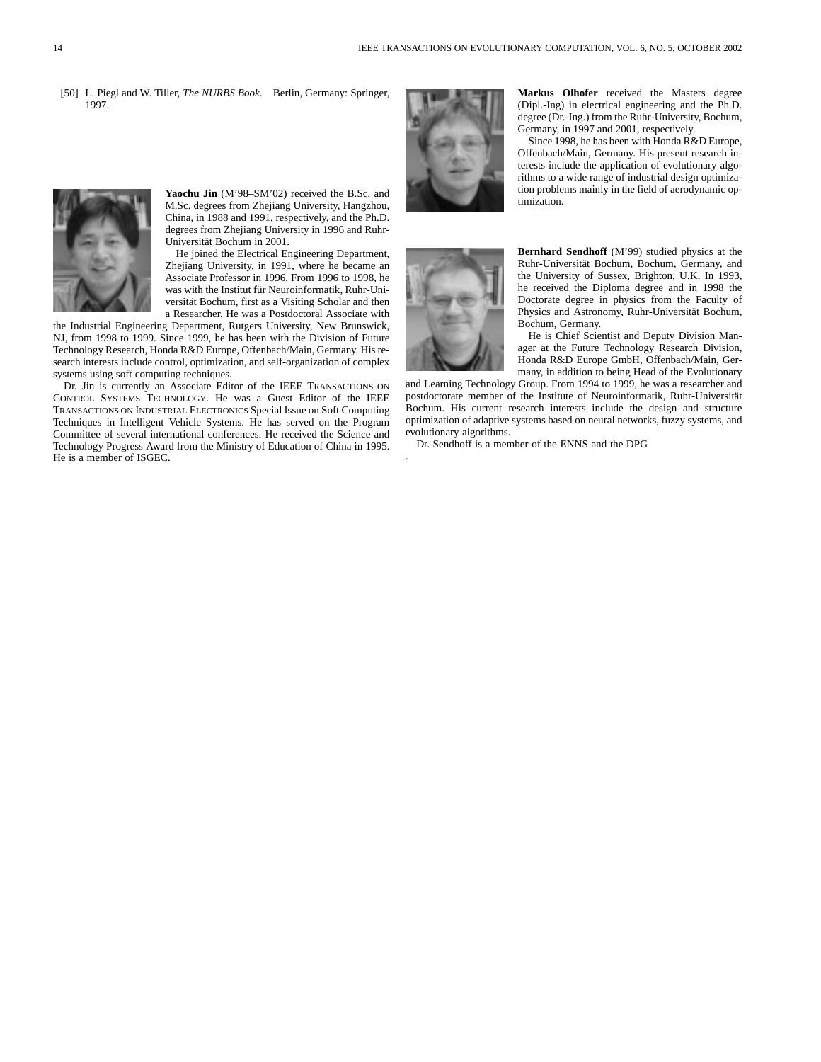[50] L. Piegl and W. Tiller, *The NURBS Book*. Berlin, Germany: Springer, 1997.

**Yaochu Jin** (M'98–SM'02) received the B.Sc. and M.Sc. degrees from Zhejiang University, Hangzhou, China, in 1988 and 1991, respectively, and the Ph.D. degrees from Zhejiang University in 1996 and Ruhr-Universität Bochum in 2001.

He joined the Electrical Engineering Department, Zhejiang University, in 1991, where he became an Associate Professor in 1996. From 1996 to 1998, he was with the Institut für Neuroinformatik, Ruhr-Universität Bochum, first as a Visiting Scholar and then a Researcher. He was a Postdoctoral Associate with the Industrial Engineering Department, Rutgers University, New Brunswick, NJ, from 1998 to 1999. Since 1999, he has been with the Division of Future Technology Research, Honda R&D Europe, Offenbach/Main, Germany. His research interests include control, optimization, and self-organization of complex systems using soft computing techniques.

Dr. Jin is currently an Associate Editor of the IEEE TRANSACTIONS ON CONTROL SYSTEMS TECHNOLOGY. He was a Guest Editor of the IEEE TRANSACTIONS ON INDUSTRIAL ELECTRONICS Special Issue on Soft Computing Techniques in Intelligent Vehicle Systems. He has served on the Program Committee of several international conferences. He received the Science and Technology Progress Award from the Ministry of Education of China in 1995. He is a member of ISGEC.

**Markus Olhofer** received the Masters degree (Dipl.-Ing) in electrical engineering and the Ph.D. degree (Dr.-Ing.) from the Ruhr-University, Bochum, Germany, in 1997 and 2001, respectively.

Since 1998, he has been with Honda R&D Europe, Offenbach/Main, Germany. His present research interests include the application of evolutionary algorithms to a wide range of industrial design optimization problems mainly in the field of aerodynamic optimization.

**Bernhard Sendhoff** (M'99) studied physics at the Ruhr-Universität Bochum, Bochum, Germany, and the University of Sussex, Brighton, U.K. In 1993, he received the Diploma degree and in 1998 the Doctorate degree in physics from the Faculty of Physics and Astronomy, Ruhr-Universität Bochum, Bochum, Germany.

He is Chief Scientist and Deputy Division Manager at the Future Technology Research Division, Honda R&D Europe GmbH, Offenbach/Main, Germany, in addition to being Head of the Evolutionary and Learning Technology Group. From 1994 to 1999, he was a researcher and postdoctorate member of the Institute of Neuroinformatik, Ruhr-Universität Bochum. His current research interests include the design and structure optimization of adaptive systems based on neural networks, fuzzy systems, and evolutionary algorithms.

Dr. Sendhoff is a member of the ENNS and the DPG

.